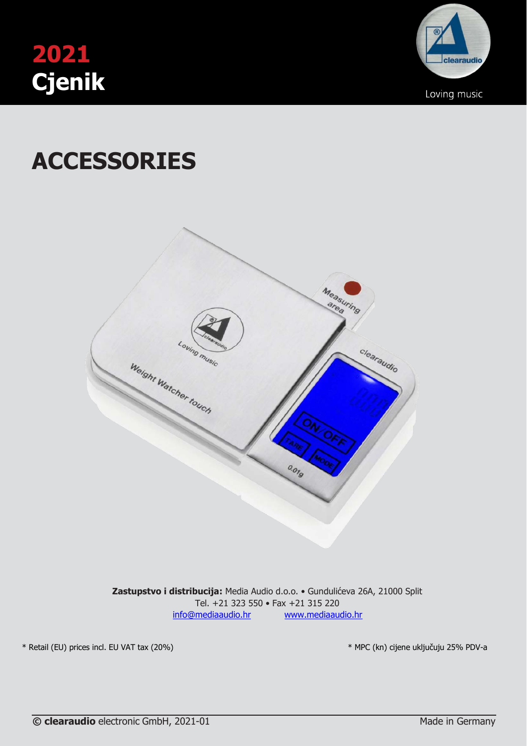# 2021 Cjenik

Loving music

## ACCESSORIES

**Zastupstvo i distribucija:** Media Audio d.o.o. • Gundulićeva 26A, 21000 Split
Tel. +21 323 550 • Fax +21 315 220
info@mediaaudio.hr www.mediaaudio.hr

* Retail (EU) prices incl. EU VAT tax (20%)

* MPC (kn) cijene uključuju 25% PDV-a

© **clearaudio** electronic GmbH, 2021-01

Made in Germany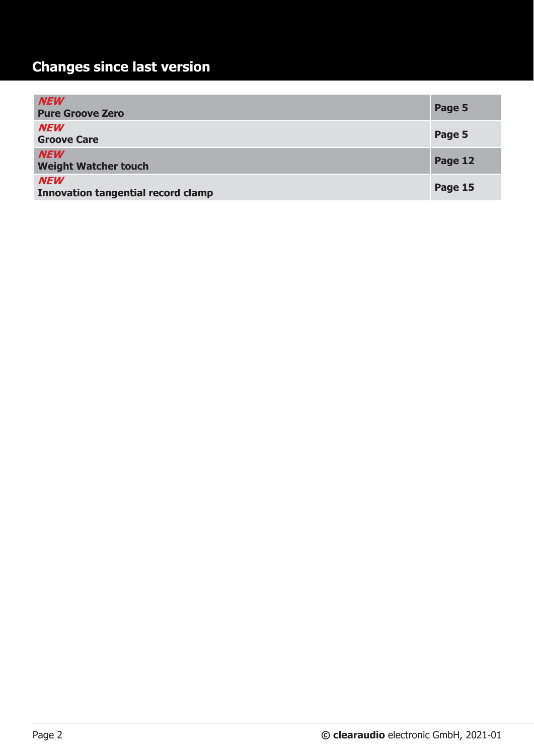## Changes since last version

| | |
|---|---|
| ***NEW*** **Pure Groove Zero** | **Page 5** |
| ***NEW*** **Groove Care** | **Page 5** |
| ***NEW*** **Weight Watcher touch** | **Page 12** |
| ***NEW*** **Innovation tangential record clamp** | **Page 15** |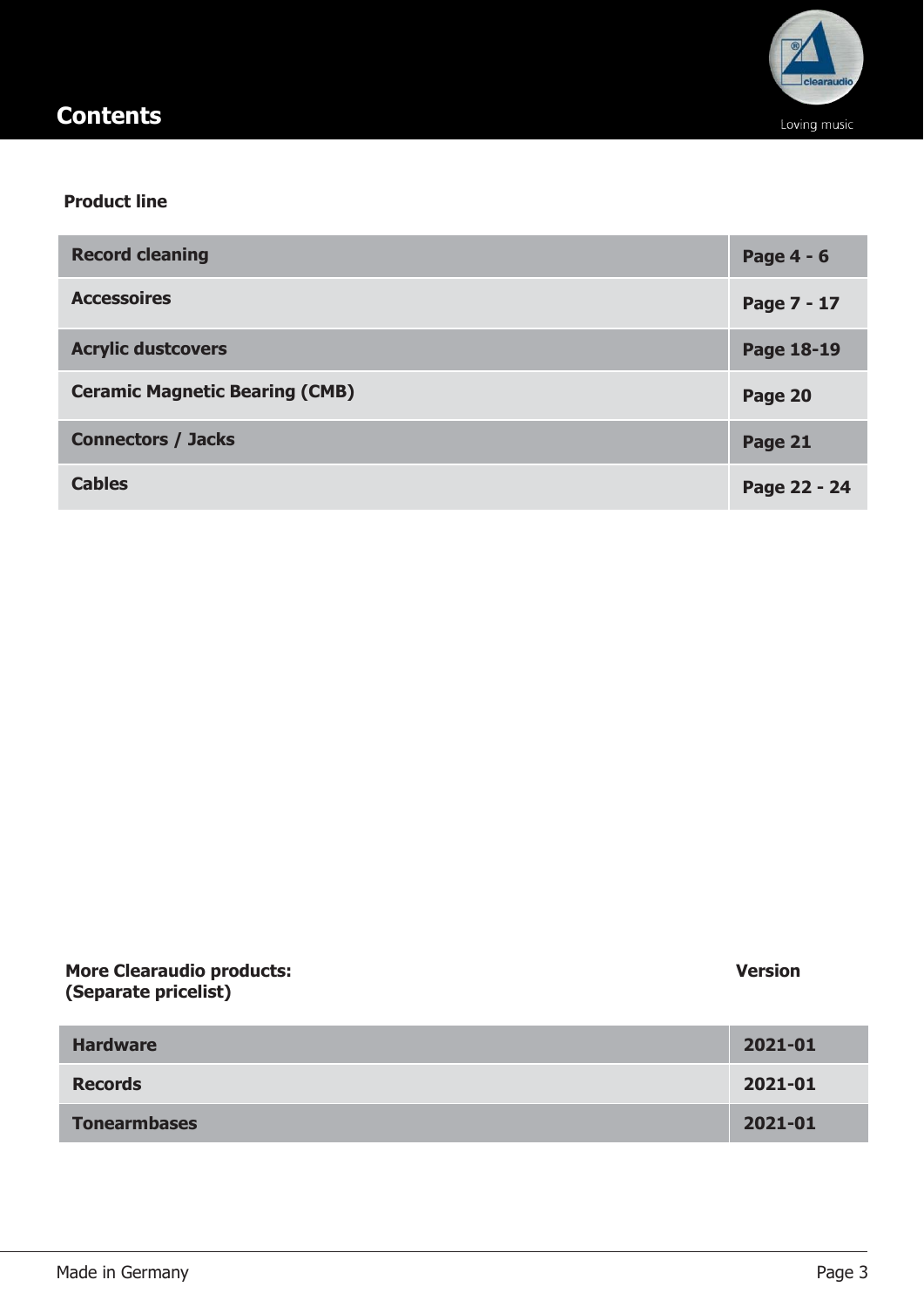# Contents

**Product line**

| Section | Page |
|---|---|
| **Record cleaning** | **Page 4 - 6** |
| **Accessoires** | **Page 7 - 17** |
| **Acrylic dustcovers** | **Page 18-19** |
| **Ceramic Magnetic Bearing (CMB)** | **Page 20** |
| **Connectors / Jacks** | **Page 21** |
| **Cables** | **Page 22 - 24** |

| **More Clearaudio products: (Separate pricelist)** | **Version** |
|---|---|
| **Hardware** | **2021-01** |
| **Records** | **2021-01** |
| **Tonearmbases** | **2021-01** |

Made in Germany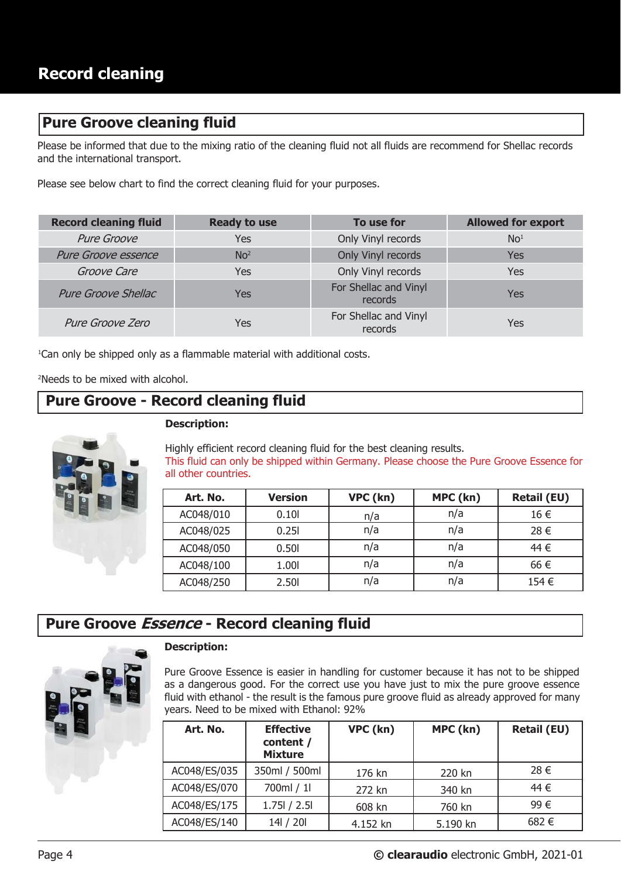# Record cleaning

## Pure Groove cleaning fluid

Please be informed that due to the mixing ratio of the cleaning fluid not all fluids are recommend for Shellac records and the international transport.

Please see below chart to find the correct cleaning fluid for your purposes.

| Record cleaning fluid | Ready to use | To use for | Allowed for export |
|---|---|---|---|
| *Pure Groove* | Yes | Only Vinyl records | No[1] |
| *Pure Groove essence* | No[2] | Only Vinyl records | Yes |
| *Groove Care* | Yes | Only Vinyl records | Yes |
| *Pure Groove Shellac* | Yes | For Shellac and Vinyl records | Yes |
| *Pure Groove Zero* | Yes | For Shellac and Vinyl records | Yes |

[1]Can only be shipped only as a flammable material with additional costs.

[2]Needs to be mixed with alcohol.

## Pure Groove - Record cleaning fluid

**Description:**

Highly efficient record cleaning fluid for the best cleaning results.
This fluid can only be shipped within Germany. Please choose the Pure Groove Essence for all other countries.

| Art. No. | Version | VPC (kn) | MPC (kn) | Retail (EU) |
|---|---|---|---|---|
| AC048/010 | 0.10l | n/a | n/a | 16 € |
| AC048/025 | 0.25l | n/a | n/a | 28 € |
| AC048/050 | 0.50l | n/a | n/a | 44 € |
| AC048/100 | 1.00l | n/a | n/a | 66 € |
| AC048/250 | 2.50l | n/a | n/a | 154 € |

## Pure Groove *Essence* - Record cleaning fluid

**Description:**

Pure Groove Essence is easier in handling for customer because it has not to be shipped as a dangerous good. For the correct use you have just to mix the pure groove essence fluid with ethanol - the result is the famous pure groove fluid as already approved for many years. Need to be mixed with Ethanol: 92%

| Art. No. | Effective content / Mixture | VPC (kn) | MPC (kn) | Retail (EU) |
|---|---|---|---|---|
| AC048/ES/035 | 350ml / 500ml | 176 kn | 220 kn | 28 € |
| AC048/ES/070 | 700ml / 1l | 272 kn | 340 kn | 44 € |
| AC048/ES/175 | 1.75l / 2.5l | 608 kn | 760 kn | 99 € |
| AC048/ES/140 | 14l / 20l | 4.152 kn | 5.190 kn | 682 € |

© **clearaudio** electronic GmbH, 2021-01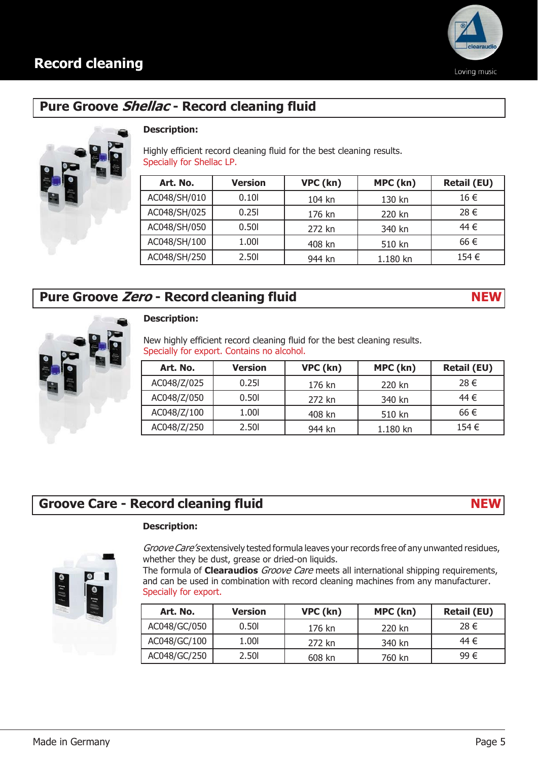# Record cleaning

## Pure Groove *Shellac* - Record cleaning fluid

**Description:**

Highly efficient record cleaning fluid for the best cleaning results.
Specially for Shellac LP.

| Art. No. | Version | VPC (kn) | MPC (kn) | Retail (EU) |
|---|---|---|---|---|
| AC048/SH/010 | 0.10l | 104 kn | 130 kn | 16 € |
| AC048/SH/025 | 0.25l | 176 kn | 220 kn | 28 € |
| AC048/SH/050 | 0.50l | 272 kn | 340 kn | 44 € |
| AC048/SH/100 | 1.00l | 408 kn | 510 kn | 66 € |
| AC048/SH/250 | 2.50l | 944 kn | 1.180 kn | 154 € |

## Pure Groove *Zero* - Record cleaning fluid NEW

**Description:**

New highly efficient record cleaning fluid for the best cleaning results.
Specially for export. Contains no alcohol.

| Art. No. | Version | VPC (kn) | MPC (kn) | Retail (EU) |
|---|---|---|---|---|
| AC048/Z/025 | 0.25l | 176 kn | 220 kn | 28 € |
| AC048/Z/050 | 0.50l | 272 kn | 340 kn | 44 € |
| AC048/Z/100 | 1.00l | 408 kn | 510 kn | 66 € |
| AC048/Z/250 | 2.50l | 944 kn | 1.180 kn | 154 € |

## Groove Care - Record cleaning fluid NEW

**Description:**

*Groove Care's* extensively tested formula leaves your records free of any unwanted residues, whether they be dust, grease or dried-on liquids.
The formula of **Clearaudios** *Groove Care* meets all international shipping requirements, and can be used in combination with record cleaning machines from any manufacturer.
Specially for export.

| Art. No. | Version | VPC (kn) | MPC (kn) | Retail (EU) |
|---|---|---|---|---|
| AC048/GC/050 | 0.50l | 176 kn | 220 kn | 28 € |
| AC048/GC/100 | 1.00l | 272 kn | 340 kn | 44 € |
| AC048/GC/250 | 2.50l | 608 kn | 760 kn | 99 € |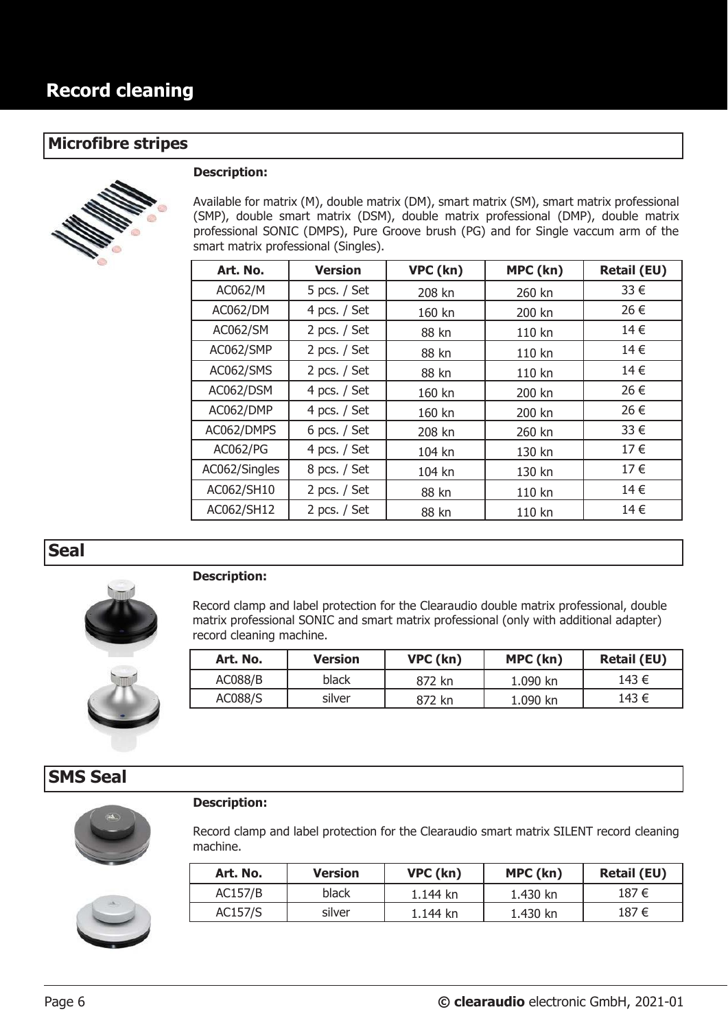# Record cleaning

## Microfibre stripes

**Description:**

Available for matrix (M), double matrix (DM), smart matrix (SM), smart matrix professional (SMP), double smart matrix (DSM), double matrix professional (DMP), double matrix professional SONIC (DMPS), Pure Groove brush (PG) and for Single vaccum arm of the smart matrix professional (Singles).

| Art. No. | Version | VPC (kn) | MPC (kn) | Retail (EU) |
|---|---|---|---|---|
| AC062/M | 5 pcs. / Set | 208 kn | 260 kn | 33 € |
| AC062/DM | 4 pcs. / Set | 160 kn | 200 kn | 26 € |
| AC062/SM | 2 pcs. / Set | 88 kn | 110 kn | 14 € |
| AC062/SMP | 2 pcs. / Set | 88 kn | 110 kn | 14 € |
| AC062/SMS | 2 pcs. / Set | 88 kn | 110 kn | 14 € |
| AC062/DSM | 4 pcs. / Set | 160 kn | 200 kn | 26 € |
| AC062/DMP | 4 pcs. / Set | 160 kn | 200 kn | 26 € |
| AC062/DMPS | 6 pcs. / Set | 208 kn | 260 kn | 33 € |
| AC062/PG | 4 pcs. / Set | 104 kn | 130 kn | 17 € |
| AC062/Singles | 8 pcs. / Set | 104 kn | 130 kn | 17 € |
| AC062/SH10 | 2 pcs. / Set | 88 kn | 110 kn | 14 € |
| AC062/SH12 | 2 pcs. / Set | 88 kn | 110 kn | 14 € |

## Seal

**Description:**

Record clamp and label protection for the Clearaudio double matrix professional, double matrix professional SONIC and smart matrix professional (only with additional adapter) record cleaning machine.

| Art. No. | Version | VPC (kn) | MPC (kn) | Retail (EU) |
|---|---|---|---|---|
| AC088/B | black | 872 kn | 1.090 kn | 143 € |
| AC088/S | silver | 872 kn | 1.090 kn | 143 € |

## SMS Seal

**Description:**

Record clamp and label protection for the Clearaudio smart matrix SILENT record cleaning machine.

| Art. No. | Version | VPC (kn) | MPC (kn) | Retail (EU) |
|---|---|---|---|---|
| AC157/B | black | 1.144 kn | 1.430 kn | 187 € |
| AC157/S | silver | 1.144 kn | 1.430 kn | 187 € |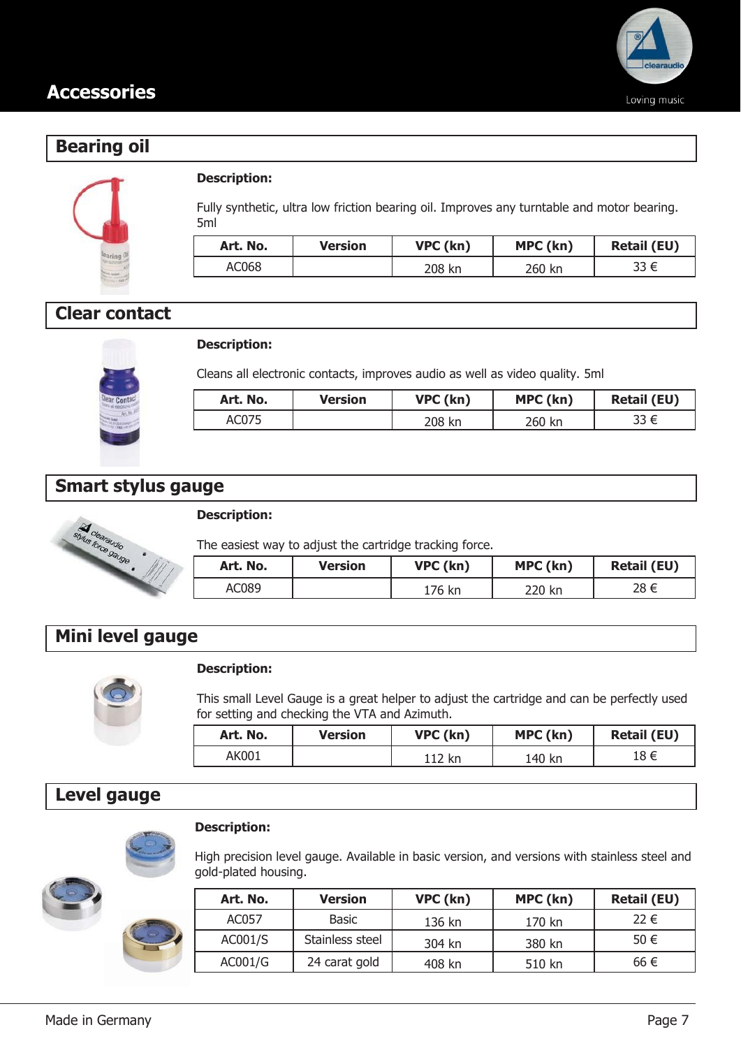# Accessories

## Bearing oil

**Description:**

Fully synthetic, ultra low friction bearing oil. Improves any turntable and motor bearing. 5ml

| Art. No. | Version | VPC (kn) | MPC (kn) | Retail (EU) |
|---|---|---|---|---|
| AC068 | | 208 kn | 260 kn | 33 € |

## Clear contact

**Description:**

Cleans all electronic contacts, improves audio as well as video quality. 5ml

| Art. No. | Version | VPC (kn) | MPC (kn) | Retail (EU) |
|---|---|---|---|---|
| AC075 | | 208 kn | 260 kn | 33 € |

## Smart stylus gauge

**Description:**

The easiest way to adjust the cartridge tracking force.

| Art. No. | Version | VPC (kn) | MPC (kn) | Retail (EU) |
|---|---|---|---|---|
| AC089 | | 176 kn | 220 kn | 28 € |

## Mini level gauge

**Description:**

This small Level Gauge is a great helper to adjust the cartridge and can be perfectly used for setting and checking the VTA and Azimuth.

| Art. No. | Version | VPC (kn) | MPC (kn) | Retail (EU) |
|---|---|---|---|---|
| AK001 | | 112 kn | 140 kn | 18 € |

## Level gauge

**Description:**

High precision level gauge. Available in basic version, and versions with stainless steel and gold-plated housing.

| Art. No. | Version | VPC (kn) | MPC (kn) | Retail (EU) |
|---|---|---|---|---|
| AC057 | Basic | 136 kn | 170 kn | 22 € |
| AC001/S | Stainless steel | 304 kn | 380 kn | 50 € |
| AC001/G | 24 carat gold | 408 kn | 510 kn | 66 € |

Made in Germany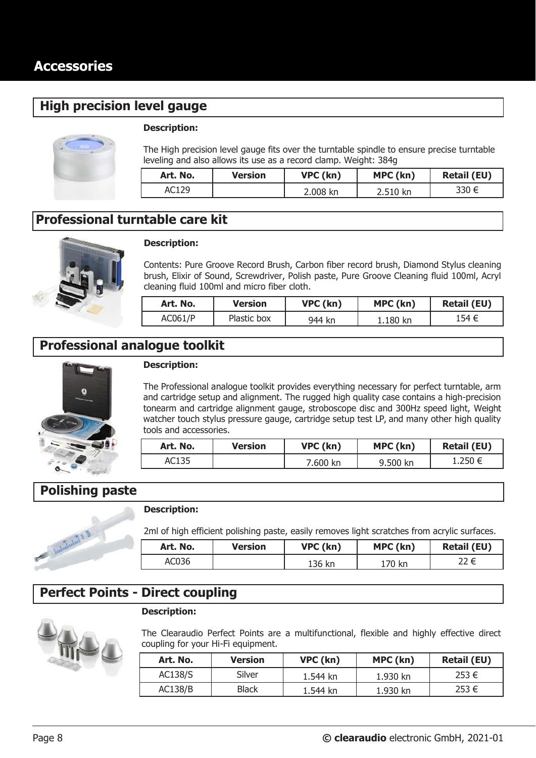# Accessories

## High precision level gauge

**Description:**

The High precision level gauge fits over the turntable spindle to ensure precise turntable leveling and also allows its use as a record clamp. Weight: 384g

| Art. No. | Version | VPC (kn) | MPC (kn) | Retail (EU) |
|---|---|---|---|---|
| AC129 | | 2.008 kn | 2.510 kn | 330 € |

## Professional turntable care kit

**Description:**

Contents: Pure Groove Record Brush, Carbon fiber record brush, Diamond Stylus cleaning brush, Elixir of Sound, Screwdriver, Polish paste, Pure Groove Cleaning fluid 100ml, Acryl cleaning fluid 100ml and micro fiber cloth.

| Art. No. | Version | VPC (kn) | MPC (kn) | Retail (EU) |
|---|---|---|---|---|
| AC061/P | Plastic box | 944 kn | 1.180 kn | 154 € |

## Professional analogue toolkit

**Description:**

The Professional analogue toolkit provides everything necessary for perfect turntable, arm and cartridge setup and alignment. The rugged high quality case contains a high-precision tonearm and cartridge alignment gauge, stroboscope disc and 300Hz speed light, Weight watcher touch stylus pressure gauge, cartridge setup test LP, and many other high quality tools and accessories.

| Art. No. | Version | VPC (kn) | MPC (kn) | Retail (EU) |
|---|---|---|---|---|
| AC135 | | 7.600 kn | 9.500 kn | 1.250 € |

## Polishing paste

**Description:**

2ml of high efficient polishing paste, easily removes light scratches from acrylic surfaces.

| Art. No. | Version | VPC (kn) | MPC (kn) | Retail (EU) |
|---|---|---|---|---|
| AC036 | | 136 kn | 170 kn | 22 € |

## Perfect Points - Direct coupling

**Description:**

The Clearaudio Perfect Points are a multifunctional, flexible and highly effective direct coupling for your Hi-Fi equipment.

| Art. No. | Version | VPC (kn) | MPC (kn) | Retail (EU) |
|---|---|---|---|---|
| AC138/S | Silver | 1.544 kn | 1.930 kn | 253 € |
| AC138/B | Black | 1.544 kn | 1.930 kn | 253 € |

**© clearaudio** electronic GmbH, 2021-01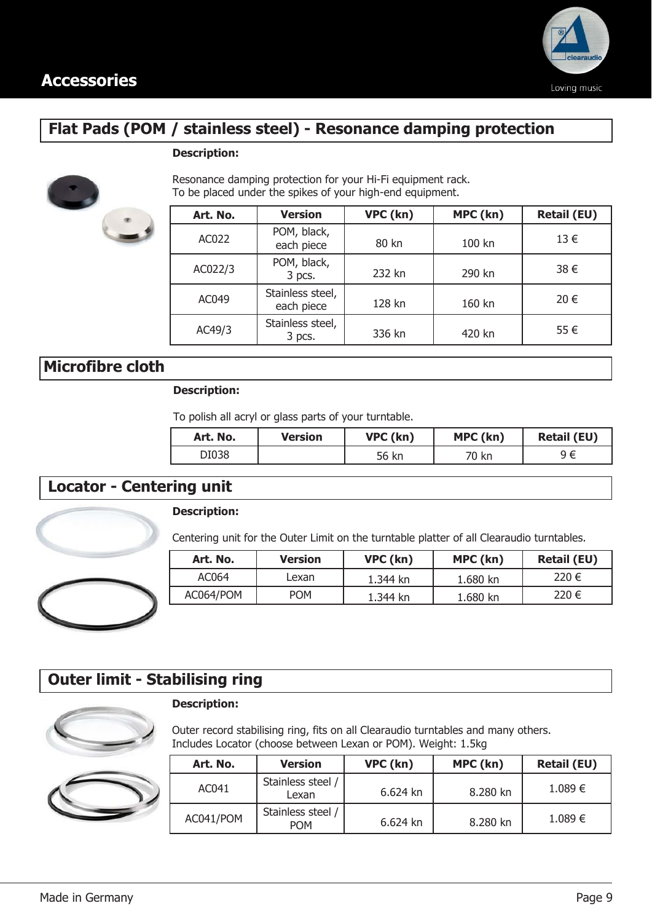# Accessories

## Flat Pads (POM / stainless steel) - Resonance damping protection

**Description:**

Resonance damping protection for your Hi-Fi equipment rack.
To be placed under the spikes of your high-end equipment.

| Art. No. | Version | VPC (kn) | MPC (kn) | Retail (EU) |
|---|---|---|---|---|
| AC022 | POM, black, each piece | 80 kn | 100 kn | 13 € |
| AC022/3 | POM, black, 3 pcs. | 232 kn | 290 kn | 38 € |
| AC049 | Stainless steel, each piece | 128 kn | 160 kn | 20 € |
| AC49/3 | Stainless steel, 3 pcs. | 336 kn | 420 kn | 55 € |

## Microfibre cloth

**Description:**

To polish all acryl or glass parts of your turntable.

| Art. No. | Version | VPC (kn) | MPC (kn) | Retail (EU) |
|---|---|---|---|---|
| DI038 | | 56 kn | 70 kn | 9 € |

## Locator - Centering unit

**Description:**

Centering unit for the Outer Limit on the turntable platter of all Clearaudio turntables.

| Art. No. | Version | VPC (kn) | MPC (kn) | Retail (EU) |
|---|---|---|---|---|
| AC064 | Lexan | 1.344 kn | 1.680 kn | 220 € |
| AC064/POM | POM | 1.344 kn | 1.680 kn | 220 € |

## Outer limit - Stabilising ring

**Description:**

Outer record stabilising ring, fits on all Clearaudio turntables and many others.
Includes Locator (choose between Lexan or POM). Weight: 1.5kg

| Art. No. | Version | VPC (kn) | MPC (kn) | Retail (EU) |
|---|---|---|---|---|
| AC041 | Stainless steel / Lexan | 6.624 kn | 8.280 kn | 1.089 € |
| AC041/POM | Stainless steel / POM | 6.624 kn | 8.280 kn | 1.089 € |

Made in Germany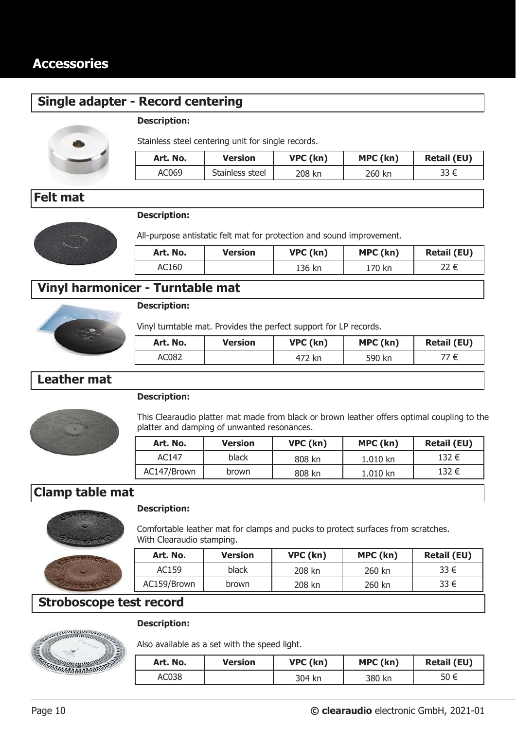# Accessories

## Single adapter - Record centering

**Description:**

Stainless steel centering unit for single records.

| Art. No. | Version | VPC (kn) | MPC (kn) | Retail (EU) |
|---|---|---|---|---|
| AC069 | Stainless steel | 208 kn | 260 kn | 33 € |

## Felt mat

**Description:**

All-purpose antistatic felt mat for protection and sound improvement.

| Art. No. | Version | VPC (kn) | MPC (kn) | Retail (EU) |
|---|---|---|---|---|
| AC160 | | 136 kn | 170 kn | 22 € |

## Vinyl harmonicer - Turntable mat

**Description:**

Vinyl turntable mat. Provides the perfect support for LP records.

| Art. No. | Version | VPC (kn) | MPC (kn) | Retail (EU) |
|---|---|---|---|---|
| AC082 | | 472 kn | 590 kn | 77 € |

## Leather mat

**Description:**

This Clearaudio platter mat made from black or brown leather offers optimal coupling to the platter and damping of unwanted resonances.

| Art. No. | Version | VPC (kn) | MPC (kn) | Retail (EU) |
|---|---|---|---|---|
| AC147 | black | 808 kn | 1.010 kn | 132 € |
| AC147/Brown | brown | 808 kn | 1.010 kn | 132 € |

## Clamp table mat

**Description:**

Comfortable leather mat for clamps and pucks to protect surfaces from scratches.
With Clearaudio stamping.

| Art. No. | Version | VPC (kn) | MPC (kn) | Retail (EU) |
|---|---|---|---|---|
| AC159 | black | 208 kn | 260 kn | 33 € |
| AC159/Brown | brown | 208 kn | 260 kn | 33 € |

## Stroboscope test record

**Description:**

Also available as a set with the speed light.

| Art. No. | Version | VPC (kn) | MPC (kn) | Retail (EU) |
|---|---|---|---|---|
| AC038 | | 304 kn | 380 kn | 50 € |

**© clearaudio** electronic GmbH, 2021-01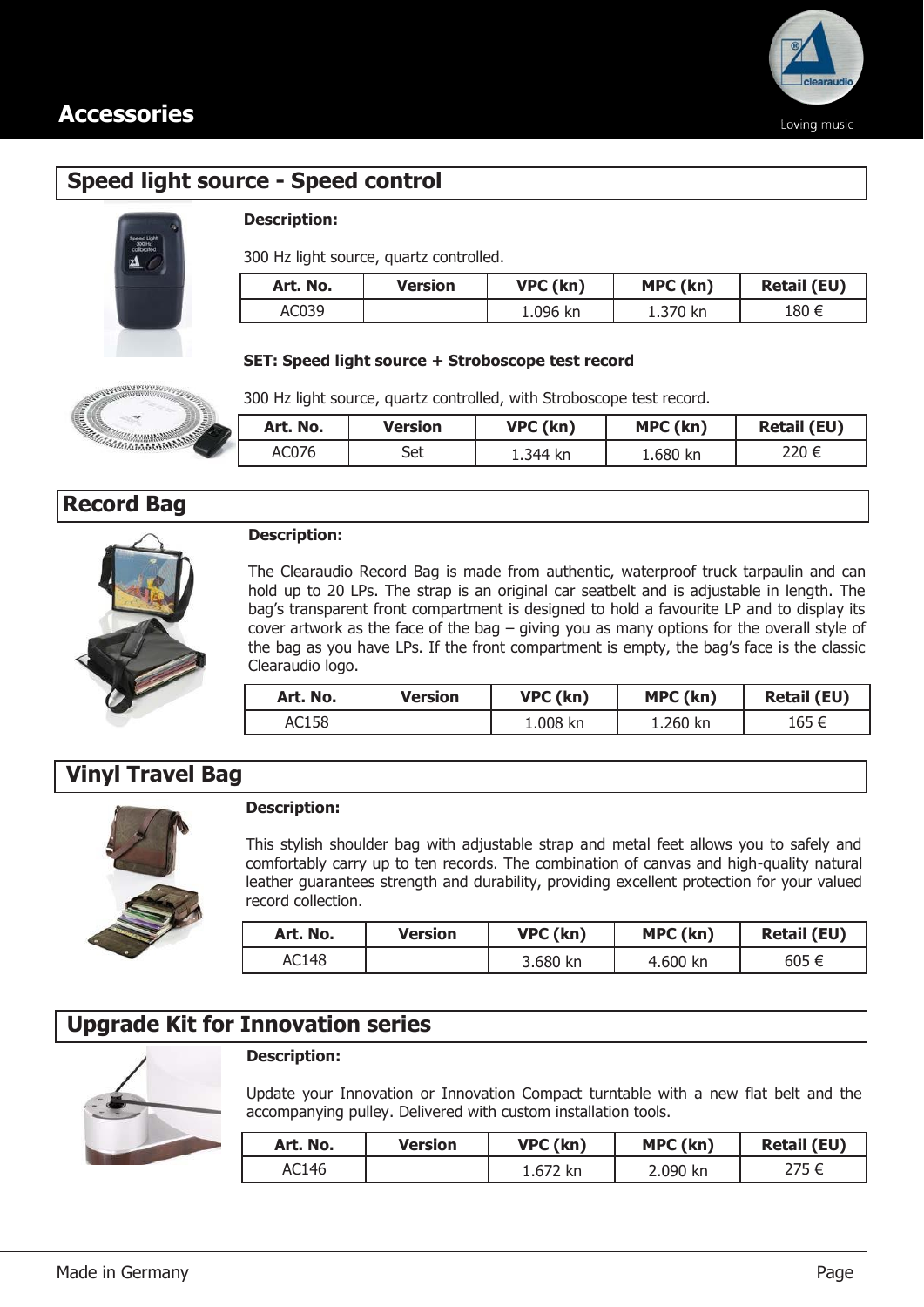# Accessories

## Speed light source - Speed control

**Description:**

300 Hz light source, quartz controlled.

| Art. No. | Version | VPC (kn) | MPC (kn) | Retail (EU) |
|---|---|---|---|---|
| AC039 | | 1.096 kn | 1.370 kn | 180 € |

**SET: Speed light source + Stroboscope test record**

300 Hz light source, quartz controlled, with Stroboscope test record.

| Art. No. | Version | VPC (kn) | MPC (kn) | Retail (EU) |
|---|---|---|---|---|
| AC076 | Set | 1.344 kn | 1.680 kn | 220 € |

## Record Bag

**Description:**

The Clearaudio Record Bag is made from authentic, waterproof truck tarpaulin and can hold up to 20 LPs. The strap is an original car seatbelt and is adjustable in length. The bag's transparent front compartment is designed to hold a favourite LP and to display its cover artwork as the face of the bag – giving you as many options for the overall style of the bag as you have LPs. If the front compartment is empty, the bag's face is the classic Clearaudio logo.

| Art. No. | Version | VPC (kn) | MPC (kn) | Retail (EU) |
|---|---|---|---|---|
| AC158 | | 1.008 kn | 1.260 kn | 165 € |

## Vinyl Travel Bag

**Description:**

This stylish shoulder bag with adjustable strap and metal feet allows you to safely and comfortably carry up to ten records. The combination of canvas and high-quality natural leather guarantees strength and durability, providing excellent protection for your valued record collection.

| Art. No. | Version | VPC (kn) | MPC (kn) | Retail (EU) |
|---|---|---|---|---|
| AC148 | | 3.680 kn | 4.600 kn | 605 € |

## Upgrade Kit for Innovation series

**Description:**

Update your Innovation or Innovation Compact turntable with a new flat belt and the accompanying pulley. Delivered with custom installation tools.

| Art. No. | Version | VPC (kn) | MPC (kn) | Retail (EU) |
|---|---|---|---|---|
| AC146 | | 1.672 kn | 2.090 kn | 275 € |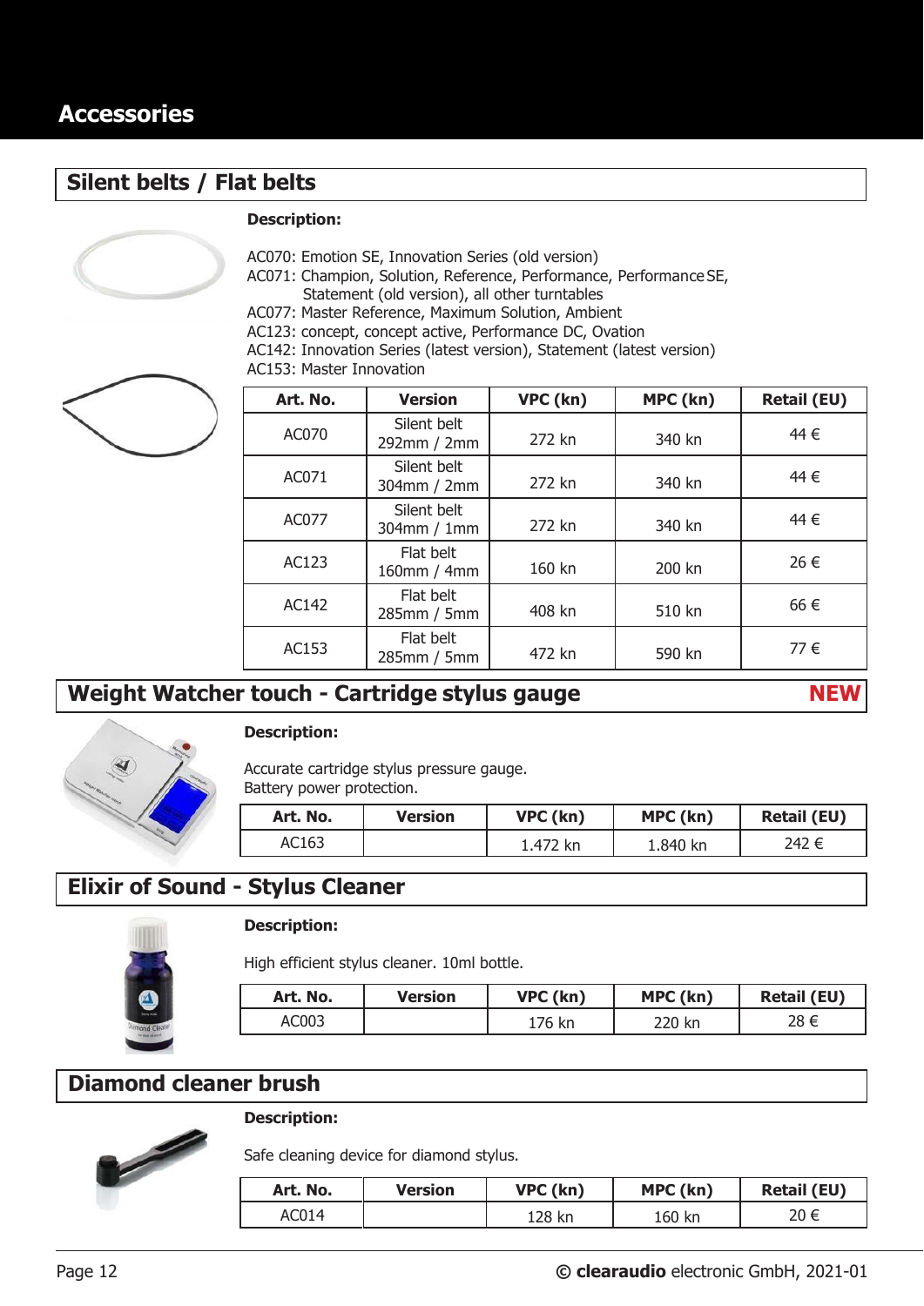# Accessories

## Silent belts / Flat belts

**Description:**

AC070: Emotion SE, Innovation Series (old version)
AC071: Champion, Solution, Reference, Performance, Performance SE, Statement (old version), all other turntables
AC077: Master Reference, Maximum Solution, Ambient
AC123: concept, concept active, Performance DC, Ovation
AC142: Innovation Series (latest version), Statement (latest version)
AC153: Master Innovation

| Art. No. | Version | VPC (kn) | MPC (kn) | Retail (EU) |
|---|---|---|---|---|
| AC070 | Silent belt 292mm / 2mm | 272 kn | 340 kn | 44 € |
| AC071 | Silent belt 304mm / 2mm | 272 kn | 340 kn | 44 € |
| AC077 | Silent belt 304mm / 1mm | 272 kn | 340 kn | 44 € |
| AC123 | Flat belt 160mm / 4mm | 160 kn | 200 kn | 26 € |
| AC142 | Flat belt 285mm / 5mm | 408 kn | 510 kn | 66 € |
| AC153 | Flat belt 285mm / 5mm | 472 kn | 590 kn | 77 € |

## Weight Watcher touch - Cartridge stylus gauge **NEW**

**Description:**

Accurate cartridge stylus pressure gauge.
Battery power protection.

| Art. No. | Version | VPC (kn) | MPC (kn) | Retail (EU) |
|---|---|---|---|---|
| AC163 | | 1.472 kn | 1.840 kn | 242 € |

## Elixir of Sound - Stylus Cleaner

**Description:**

High efficient stylus cleaner. 10ml bottle.

| Art. No. | Version | VPC (kn) | MPC (kn) | Retail (EU) |
|---|---|---|---|---|
| AC003 | | 176 kn | 220 kn | 28 € |

## Diamond cleaner brush

**Description:**

Safe cleaning device for diamond stylus.

| Art. No. | Version | VPC (kn) | MPC (kn) | Retail (EU) |
|---|---|---|---|---|
| AC014 | | 128 kn | 160 kn | 20 € |

© **clearaudio** electronic GmbH, 2021-01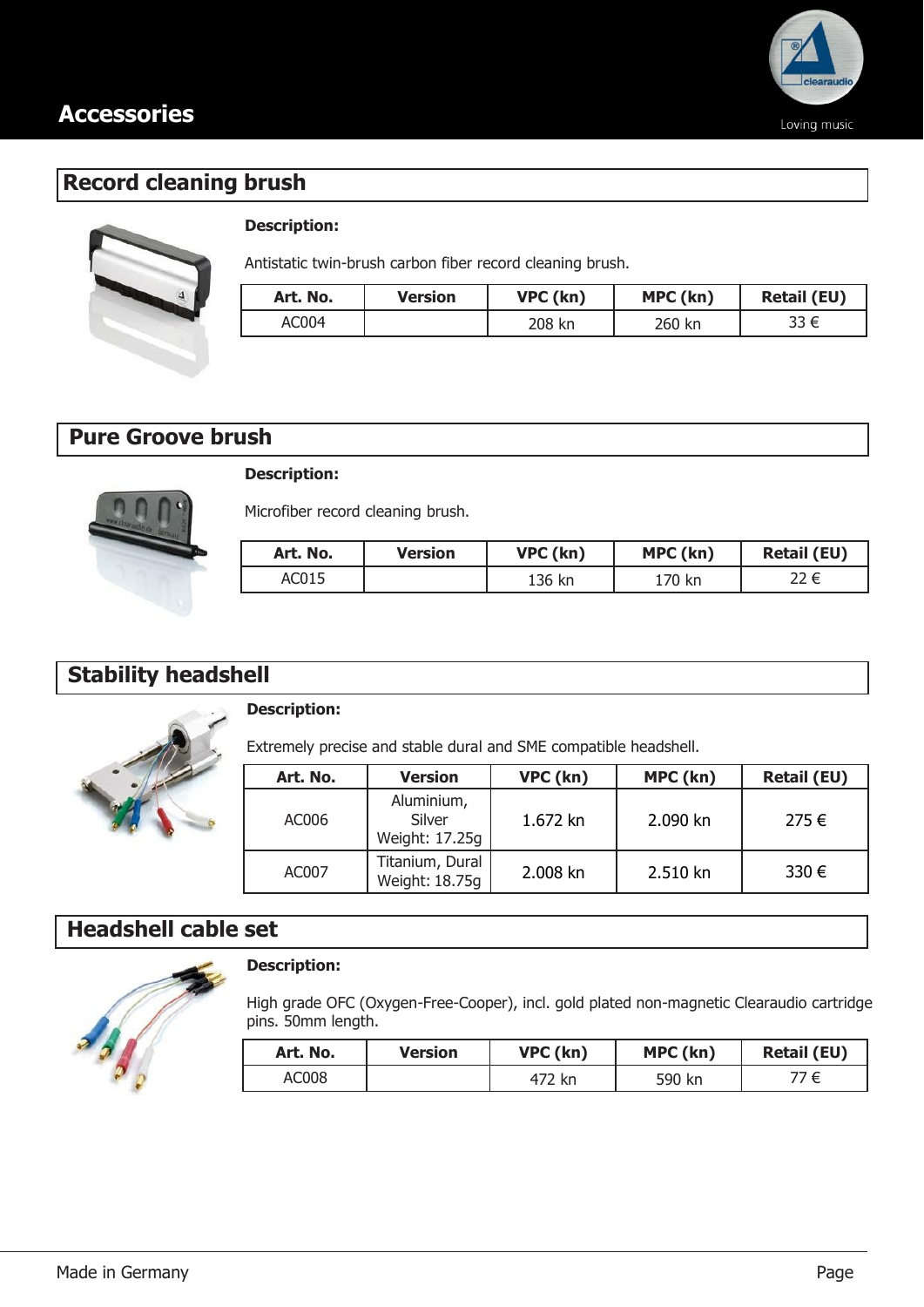# Accessories

## Record cleaning brush

**Description:**

Antistatic twin-brush carbon fiber record cleaning brush.

| Art. No. | Version | VPC (kn) | MPC (kn) | Retail (EU) |
|---|---|---|---|---|
| AC004 | | 208 kn | 260 kn | 33 € |

## Pure Groove brush

**Description:**

Microfiber record cleaning brush.

| Art. No. | Version | VPC (kn) | MPC (kn) | Retail (EU) |
|---|---|---|---|---|
| AC015 | | 136 kn | 170 kn | 22 € |

## Stability headshell

**Description:**

Extremely precise and stable dural and SME compatible headshell.

| Art. No. | Version | VPC (kn) | MPC (kn) | Retail (EU) |
|---|---|---|---|---|
| AC006 | Aluminium, Silver Weight: 17.25g | 1.672 kn | 2.090 kn | 275 € |
| AC007 | Titanium, Dural Weight: 18.75g | 2.008 kn | 2.510 kn | 330 € |

## Headshell cable set

**Description:**

High grade OFC (Oxygen-Free-Cooper), incl. gold plated non-magnetic Clearaudio cartridge pins. 50mm length.

| Art. No. | Version | VPC (kn) | MPC (kn) | Retail (EU) |
|---|---|---|---|---|
| AC008 | | 472 kn | 590 kn | 77 € |

Made in Germany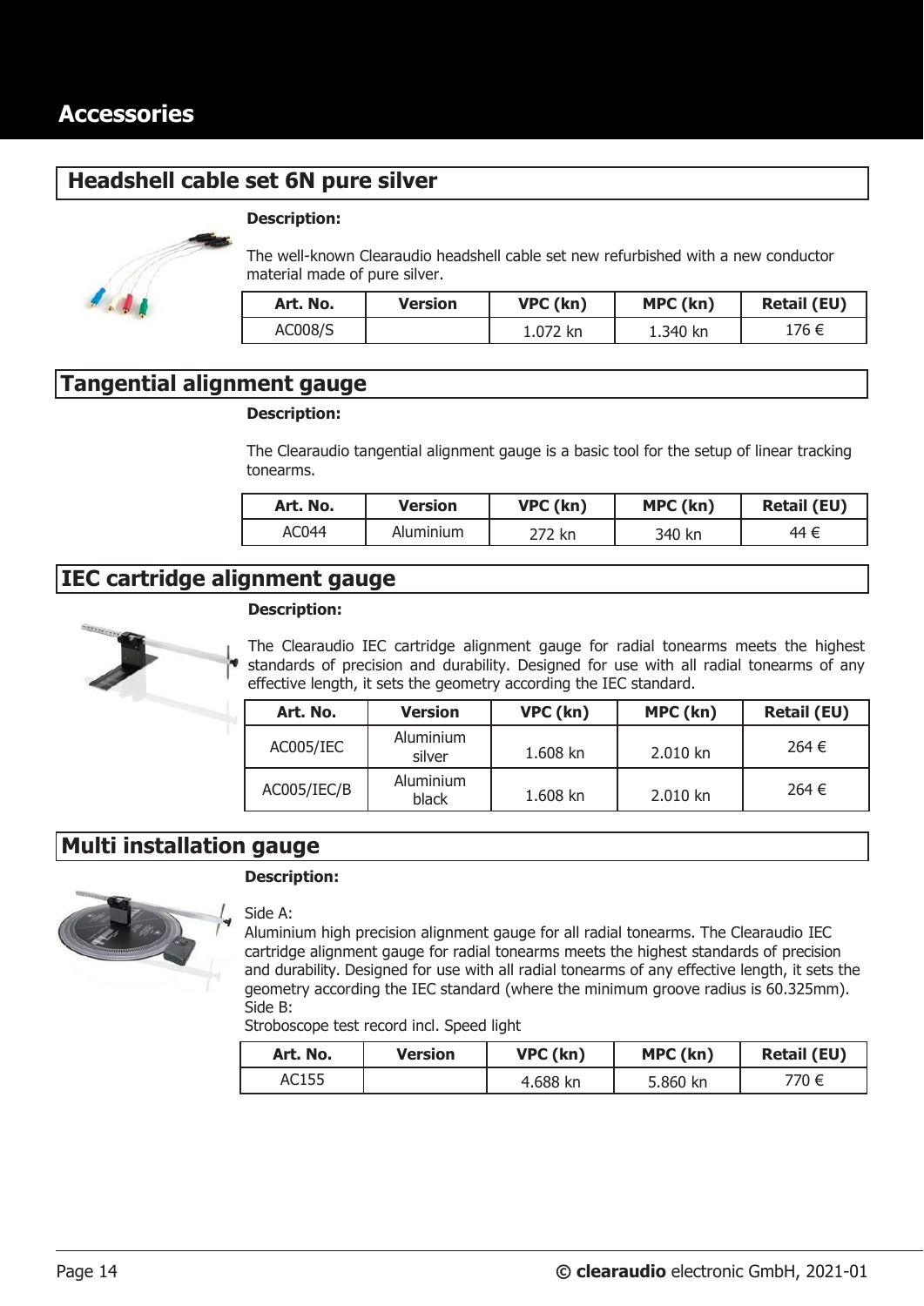# Accessories

## Headshell cable set 6N pure silver

**Description:**

The well-known Clearaudio headshell cable set new refurbished with a new conductor material made of pure silver.

| Art. No. | Version | VPC (kn) | MPC (kn) | Retail (EU) |
|---|---|---|---|---|
| AC008/S | | 1.072 kn | 1.340 kn | 176 € |

## Tangential alignment gauge

**Description:**

The Clearaudio tangential alignment gauge is a basic tool for the setup of linear tracking tonearms.

| Art. No. | Version | VPC (kn) | MPC (kn) | Retail (EU) |
|---|---|---|---|---|
| AC044 | Aluminium | 272 kn | 340 kn | 44 € |

## IEC cartridge alignment gauge

**Description:**

The Clearaudio IEC cartridge alignment gauge for radial tonearms meets the highest standards of precision and durability. Designed for use with all radial tonearms of any effective length, it sets the geometry according the IEC standard.

| Art. No. | Version | VPC (kn) | MPC (kn) | Retail (EU) |
|---|---|---|---|---|
| AC005/IEC | Aluminium silver | 1.608 kn | 2.010 kn | 264 € |
| AC005/IEC/B | Aluminium black | 1.608 kn | 2.010 kn | 264 € |

## Multi installation gauge

**Description:**

Side A:
Aluminium high precision alignment gauge for all radial tonearms. The Clearaudio IEC cartridge alignment gauge for radial tonearms meets the highest standards of precision and durability. Designed for use with all radial tonearms of any effective length, it sets the geometry according the IEC standard (where the minimum groove radius is 60.325mm).
Side B:
Stroboscope test record incl. Speed light

| Art. No. | Version | VPC (kn) | MPC (kn) | Retail (EU) |
|---|---|---|---|---|
| AC155 | | 4.688 kn | 5.860 kn | 770 € |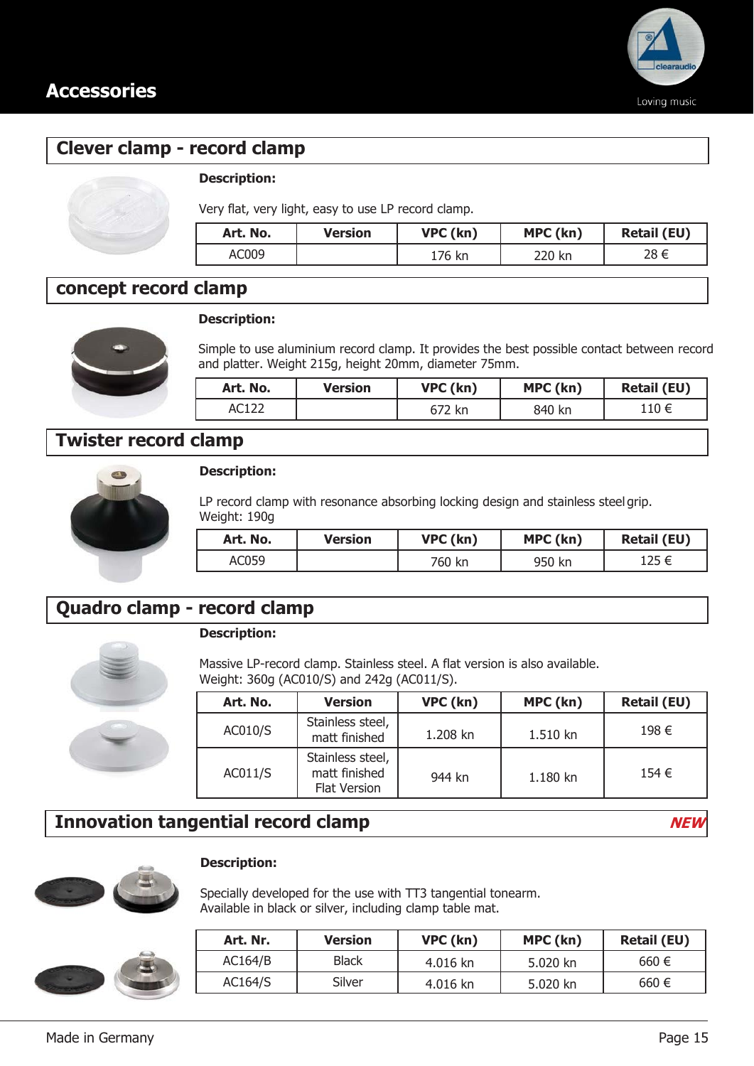# Accessories

## Clever clamp - record clamp

**Description:**

Very flat, very light, easy to use LP record clamp.

| Art. No. | Version | VPC (kn) | MPC (kn) | Retail (EU) |
|---|---|---|---|---|
| AC009 | | 176 kn | 220 kn | 28 € |

## concept record clamp

**Description:**

Simple to use aluminium record clamp. It provides the best possible contact between record and platter. Weight 215g, height 20mm, diameter 75mm.

| Art. No. | Version | VPC (kn) | MPC (kn) | Retail (EU) |
|---|---|---|---|---|
| AC122 | | 672 kn | 840 kn | 110 € |

## Twister record clamp

**Description:**

LP record clamp with resonance absorbing locking design and stainless steel grip. Weight: 190g

| Art. No. | Version | VPC (kn) | MPC (kn) | Retail (EU) |
|---|---|---|---|---|
| AC059 | | 760 kn | 950 kn | 125 € |

## Quadro clamp - record clamp

**Description:**

Massive LP-record clamp. Stainless steel. A flat version is also available. Weight: 360g (AC010/S) and 242g (AC011/S).

| Art. No. | Version | VPC (kn) | MPC (kn) | Retail (EU) |
|---|---|---|---|---|
| AC010/S | Stainless steel, matt finished | 1.208 kn | 1.510 kn | 198 € |
| AC011/S | Stainless steel, matt finished Flat Version | 944 kn | 1.180 kn | 154 € |

## Innovation tangential record clamp *NEW*

**Description:**

Specially developed for the use with TT3 tangential tonearm. Available in black or silver, including clamp table mat.

| Art. Nr. | Version | VPC (kn) | MPC (kn) | Retail (EU) |
|---|---|---|---|---|
| AC164/B | Black | 4.016 kn | 5.020 kn | 660 € |
| AC164/S | Silver | 4.016 kn | 5.020 kn | 660 € |

Made in Germany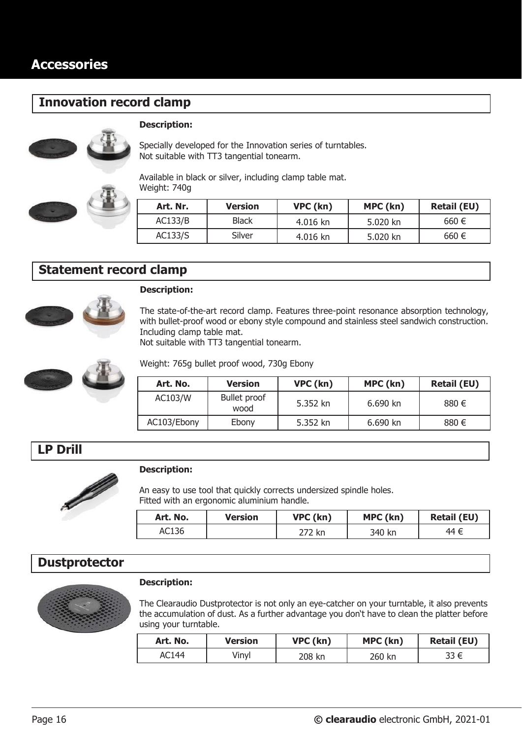# Accessories

## Innovation record clamp

**Description:**

Specially developed for the Innovation series of turntables.
Not suitable with TT3 tangential tonearm.

Available in black or silver, including clamp table mat.
Weight: 740g

| Art. Nr. | Version | VPC (kn) | MPC (kn) | Retail (EU) |
|---|---|---|---|---|
| AC133/B | Black | 4.016 kn | 5.020 kn | 660 € |
| AC133/S | Silver | 4.016 kn | 5.020 kn | 660 € |

## Statement record clamp

**Description:**

The state-of-the-art record clamp. Features three-point resonance absorption technology, with bullet-proof wood or ebony style compound and stainless steel sandwich construction. Including clamp table mat.
Not suitable with TT3 tangential tonearm.

Weight: 765g bullet proof wood, 730g Ebony

| Art. No. | Version | VPC (kn) | MPC (kn) | Retail (EU) |
|---|---|---|---|---|
| AC103/W | Bullet proof wood | 5.352 kn | 6.690 kn | 880 € |
| AC103/Ebony | Ebony | 5.352 kn | 6.690 kn | 880 € |

## LP Drill

**Description:**

An easy to use tool that quickly corrects undersized spindle holes.
Fitted with an ergonomic aluminium handle.

| Art. No. | Version | VPC (kn) | MPC (kn) | Retail (EU) |
|---|---|---|---|---|
| AC136 | | 272 kn | 340 kn | 44 € |

## Dustprotector

**Description:**

The Clearaudio Dustprotector is not only an eye-catcher on your turntable, it also prevents the accumulation of dust. As a further advantage you don‘t have to clean the platter before using your turntable.

| Art. No. | Version | VPC (kn) | MPC (kn) | Retail (EU) |
|---|---|---|---|---|
| AC144 | Vinyl | 208 kn | 260 kn | 33 € |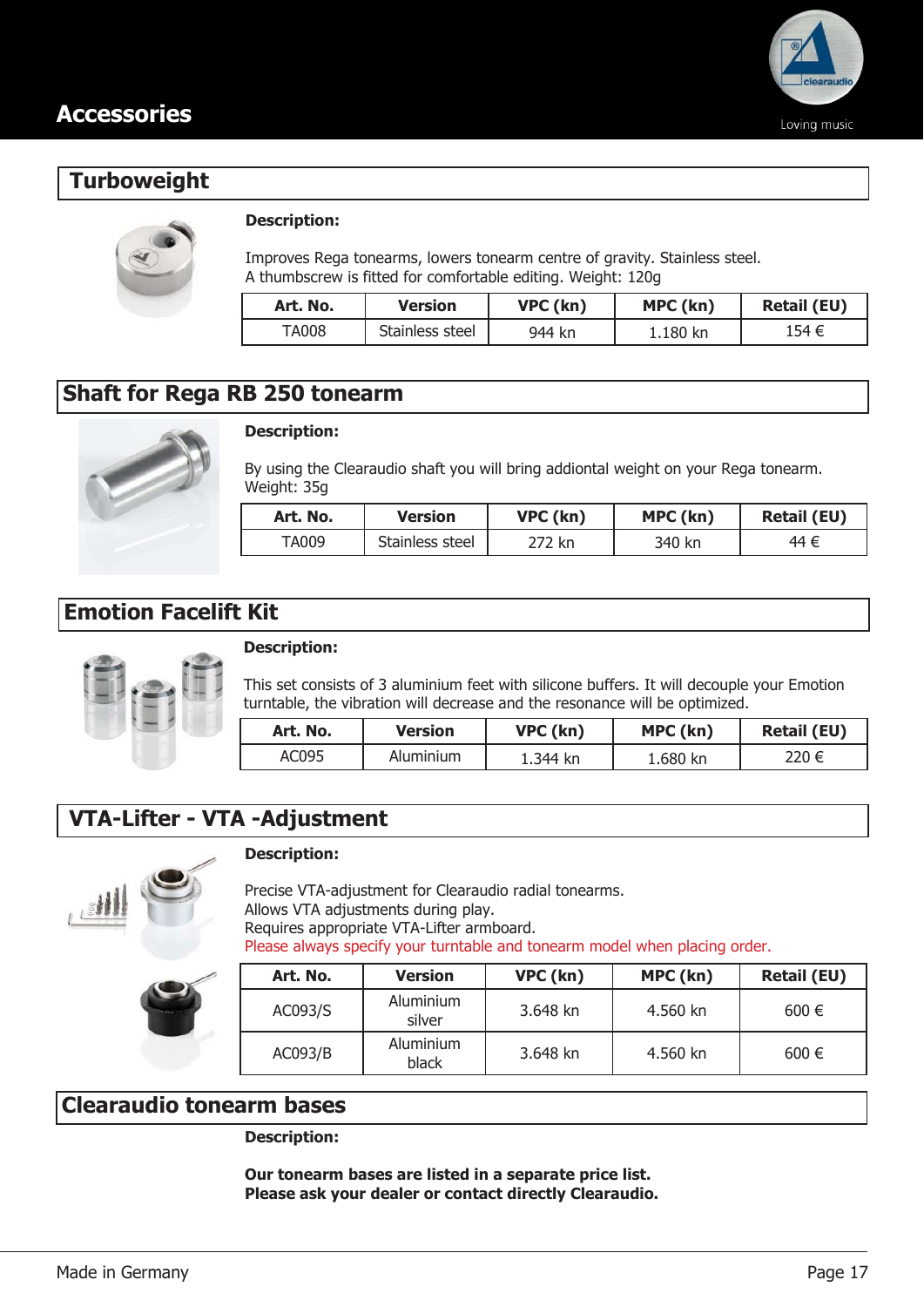# Accessories

## Turboweight

**Description:**

Improves Rega tonearms, lowers tonearm centre of gravity. Stainless steel.
A thumbscrew is fitted for comfortable editing. Weight: 120g

| Art. No. | Version | VPC (kn) | MPC (kn) | Retail (EU) |
|---|---|---|---|---|
| TA008 | Stainless steel | 944 kn | 1.180 kn | 154 € |

## Shaft for Rega RB 250 tonearm

**Description:**

By using the Clearaudio shaft you will bring addiontal weight on your Rega tonearm.
Weight: 35g

| Art. No. | Version | VPC (kn) | MPC (kn) | Retail (EU) |
|---|---|---|---|---|
| TA009 | Stainless steel | 272 kn | 340 kn | 44 € |

## Emotion Facelift Kit

**Description:**

This set consists of 3 aluminium feet with silicone buffers. It will decouple your Emotion turntable, the vibration will decrease and the resonance will be optimized.

| Art. No. | Version | VPC (kn) | MPC (kn) | Retail (EU) |
|---|---|---|---|---|
| AC095 | Aluminium | 1.344 kn | 1.680 kn | 220 € |

## VTA-Lifter - VTA -Adjustment

**Description:**

Precise VTA-adjustment for Clearaudio radial tonearms.
Allows VTA adjustments during play.
Requires appropriate VTA-Lifter armboard.
Please always specify your turntable and tonearm model when placing order.

| Art. No. | Version | VPC (kn) | MPC (kn) | Retail (EU) |
|---|---|---|---|---|
| AC093/S | Aluminium silver | 3.648 kn | 4.560 kn | 600 € |
| AC093/B | Aluminium black | 3.648 kn | 4.560 kn | 600 € |

## Clearaudio tonearm bases

**Description:**

**Our tonearm bases are listed in a separate price list.**
**Please ask your dealer or contact directly Clearaudio.**

Made in Germany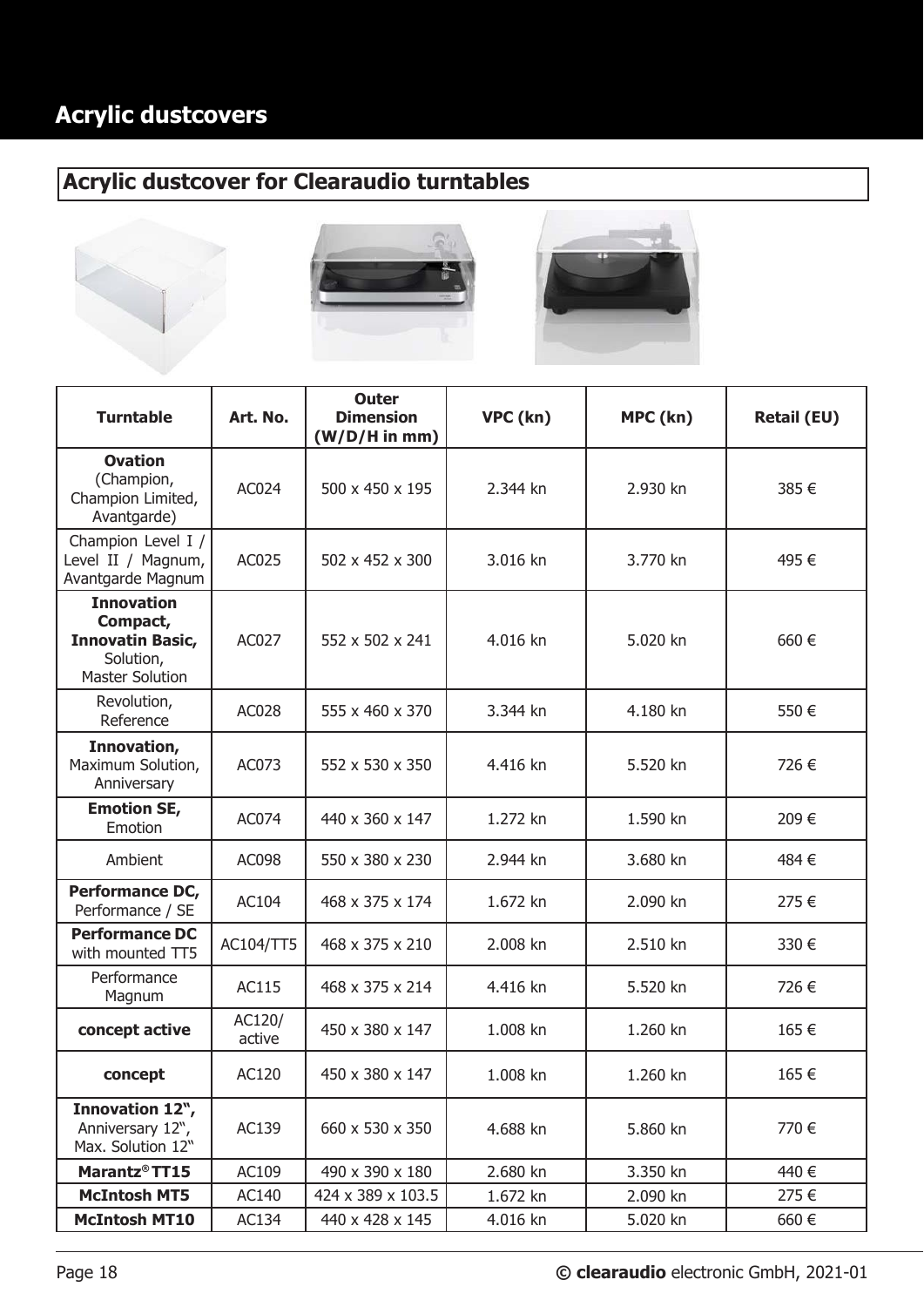# Acrylic dustcovers

## Acrylic dustcover for Clearaudio turntables

| Turntable | Art. No. | Outer Dimension (W/D/H in mm) | VPC (kn) | MPC (kn) | Retail (EU) |
|---|---|---|---|---|---|
| **Ovation** (Champion, Champion Limited, Avantgarde) | AC024 | 500 x 450 x 195 | 2.344 kn | 2.930 kn | 385 € |
| Champion Level I / Level II / Magnum, Avantgarde Magnum | AC025 | 502 x 452 x 300 | 3.016 kn | 3.770 kn | 495 € |
| **Innovation Compact, Innovatin Basic,** Solution, Master Solution | AC027 | 552 x 502 x 241 | 4.016 kn | 5.020 kn | 660 € |
| Revolution, Reference | AC028 | 555 x 460 x 370 | 3.344 kn | 4.180 kn | 550 € |
| **Innovation,** Maximum Solution, Anniversary | AC073 | 552 x 530 x 350 | 4.416 kn | 5.520 kn | 726 € |
| **Emotion SE,** Emotion | AC074 | 440 x 360 x 147 | 1.272 kn | 1.590 kn | 209 € |
| Ambient | AC098 | 550 x 380 x 230 | 2.944 kn | 3.680 kn | 484 € |
| **Performance DC,** Performance / SE | AC104 | 468 x 375 x 174 | 1.672 kn | 2.090 kn | 275 € |
| **Performance DC** with mounted TT5 | AC104/TT5 | 468 x 375 x 210 | 2.008 kn | 2.510 kn | 330 € |
| Performance Magnum | AC115 | 468 x 375 x 214 | 4.416 kn | 5.520 kn | 726 € |
| **concept active** | AC120/ active | 450 x 380 x 147 | 1.008 kn | 1.260 kn | 165 € |
| **concept** | AC120 | 450 x 380 x 147 | 1.008 kn | 1.260 kn | 165 € |
| **Innovation 12",** Anniversary 12", Max. Solution 12" | AC139 | 660 x 530 x 350 | 4.688 kn | 5.860 kn | 770 € |
| **Marantz® TT15** | AC109 | 490 x 390 x 180 | 2.680 kn | 3.350 kn | 440 € |
| **McIntosh MT5** | AC140 | 424 x 389 x 103.5 | 1.672 kn | 2.090 kn | 275 € |
| **McIntosh MT10** | AC134 | 440 x 428 x 145 | 4.016 kn | 5.020 kn | 660 € |

**© clearaudio** electronic GmbH, 2021-01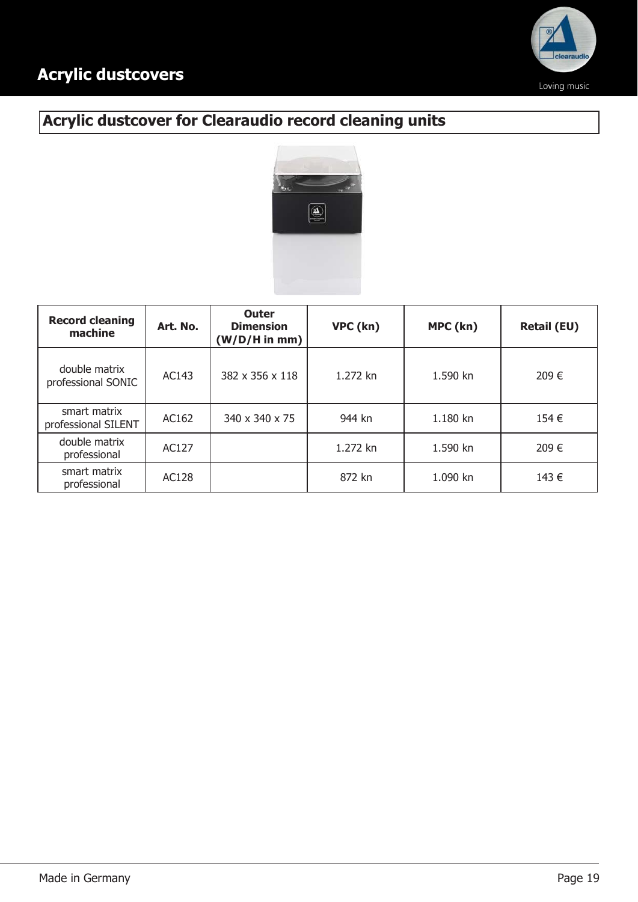# Acrylic dustcovers

## Acrylic dustcover for Clearaudio record cleaning units

| Record cleaning machine | Art. No. | Outer Dimension (W/D/H in mm) | VPC (kn) | MPC (kn) | Retail (EU) |
|---|---|---|---|---|---|
| double matrix professional SONIC | AC143 | 382 x 356 x 118 | 1.272 kn | 1.590 kn | 209 € |
| smart matrix professional SILENT | AC162 | 340 x 340 x 75 | 944 kn | 1.180 kn | 154 € |
| double matrix professional | AC127 | | 1.272 kn | 1.590 kn | 209 € |
| smart matrix professional | AC128 | | 872 kn | 1.090 kn | 143 € |

Made in Germany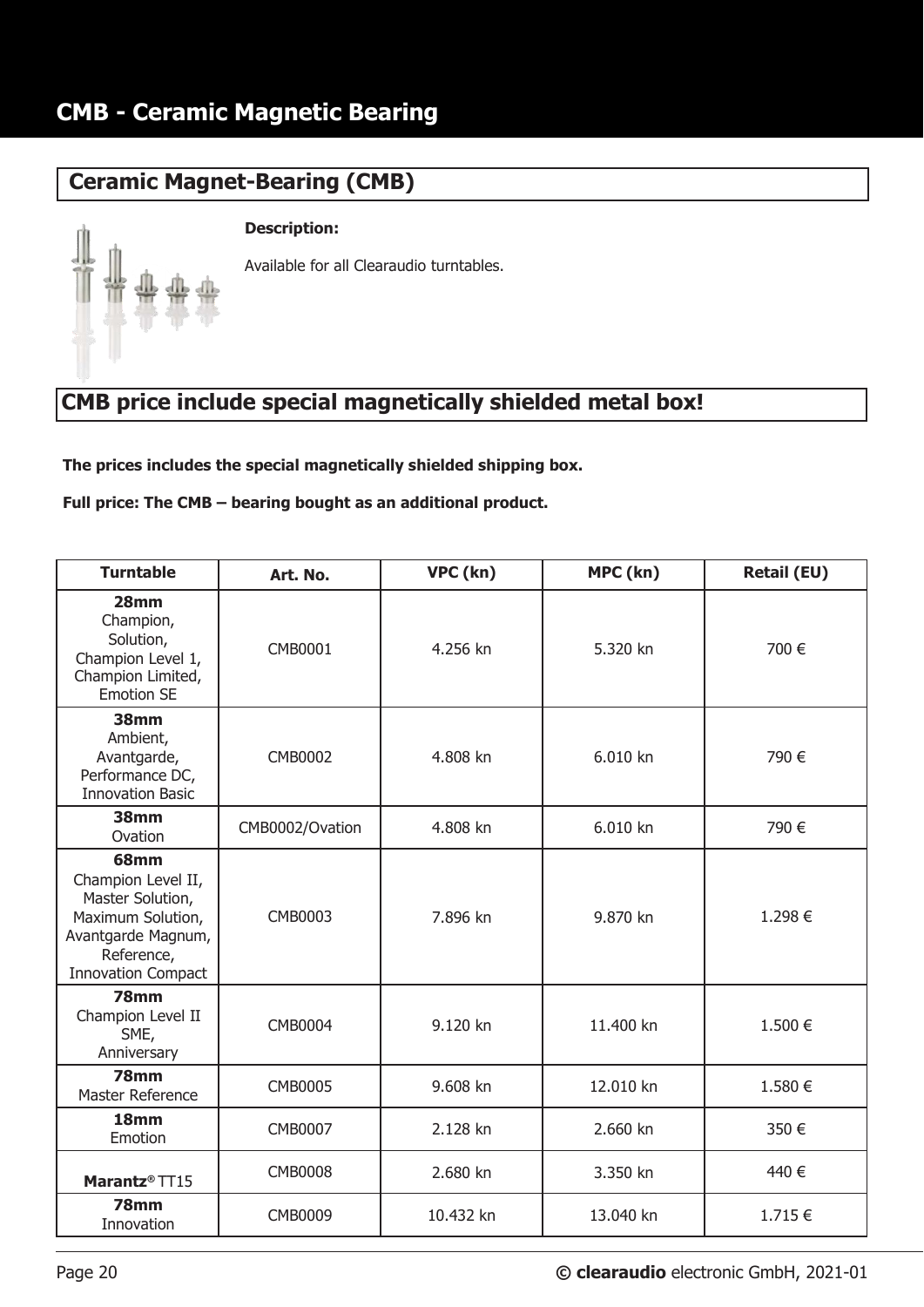# CMB - Ceramic Magnetic Bearing

## Ceramic Magnet-Bearing (CMB)

**Description:**

Available for all Clearaudio turntables.

## CMB price include special magnetically shielded metal box!

**The prices includes the special magnetically shielded shipping box.**

**Full price: The CMB – bearing bought as an additional product.**

| Turntable | Art. No. | VPC (kn) | MPC (kn) | Retail (EU) |
|---|---|---|---|---|
| **28mm** Champion, Solution, Champion Level 1, Champion Limited, Emotion SE | CMB0001 | 4.256 kn | 5.320 kn | 700 € |
| **38mm** Ambient, Avantgarde, Performance DC, Innovation Basic | CMB0002 | 4.808 kn | 6.010 kn | 790 € |
| **38mm** Ovation | CMB0002/Ovation | 4.808 kn | 6.010 kn | 790 € |
| **68mm** Champion Level II, Master Solution, Maximum Solution, Avantgarde Magnum, Reference, Innovation Compact | CMB0003 | 7.896 kn | 9.870 kn | 1.298 € |
| **78mm** Champion Level II SME, Anniversary | CMB0004 | 9.120 kn | 11.400 kn | 1.500 € |
| **78mm** Master Reference | CMB0005 | 9.608 kn | 12.010 kn | 1.580 € |
| **18mm** Emotion | CMB0007 | 2.128 kn | 2.660 kn | 350 € |
| **Marantz**® TT15 | CMB0008 | 2.680 kn | 3.350 kn | 440 € |
| **78mm** Innovation | CMB0009 | 10.432 kn | 13.040 kn | 1.715 € |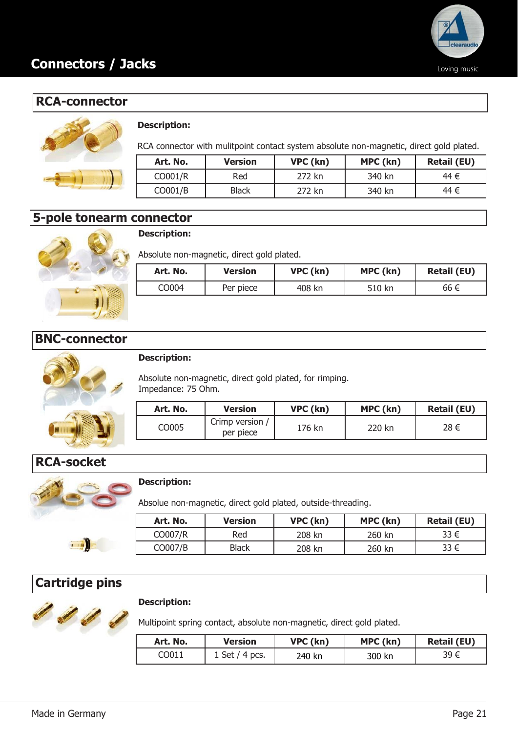# Connectors / Jacks

## RCA-connector

**Description:**

RCA connector with mulitpoint contact system absolute non-magnetic, direct gold plated.

| Art. No. | Version | VPC (kn) | MPC (kn) | Retail (EU) |
|---|---|---|---|---|
| CO001/R | Red | 272 kn | 340 kn | 44 € |
| CO001/B | Black | 272 kn | 340 kn | 44 € |

## 5-pole tonearm connector

**Description:**

Absolute non-magnetic, direct gold plated.

| Art. No. | Version | VPC (kn) | MPC (kn) | Retail (EU) |
|---|---|---|---|---|
| CO004 | Per piece | 408 kn | 510 kn | 66 € |

## BNC-connector

**Description:**

Absolute non-magnetic, direct gold plated, for rimping.
Impedance: 75 Ohm.

| Art. No. | Version | VPC (kn) | MPC (kn) | Retail (EU) |
|---|---|---|---|---|
| CO005 | Crimp version / per piece | 176 kn | 220 kn | 28 € |

## RCA-socket

**Description:**

Absolue non-magnetic, direct gold plated, outside-threading.

| Art. No. | Version | VPC (kn) | MPC (kn) | Retail (EU) |
|---|---|---|---|---|
| CO007/R | Red | 208 kn | 260 kn | 33 € |
| CO007/B | Black | 208 kn | 260 kn | 33 € |

## Cartridge pins

**Description:**

Multipoint spring contact, absolute non-magnetic, direct gold plated.

| Art. No. | Version | VPC (kn) | MPC (kn) | Retail (EU) |
|---|---|---|---|---|
| CO011 | 1 Set / 4 pcs. | 240 kn | 300 kn | 39 € |

Made in Germany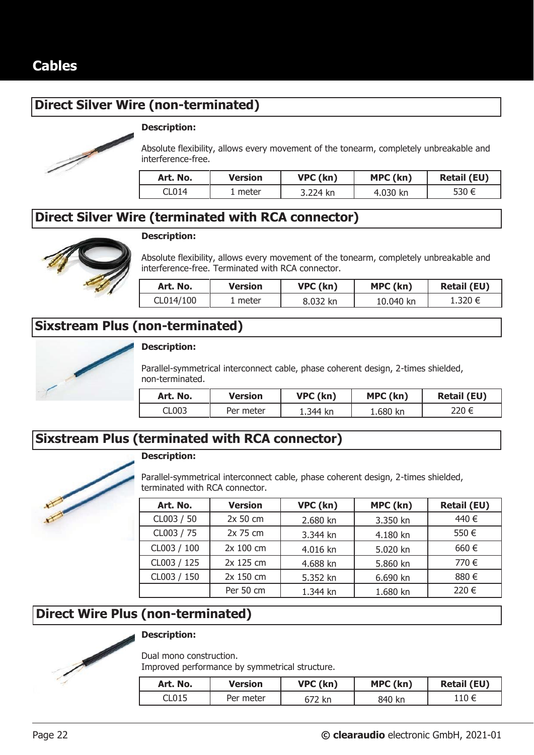# Cables

## Direct Silver Wire (non-terminated)

**Description:**

Absolute flexibility, allows every movement of the tonearm, completely unbreakable and interference-free.

| Art. No. | Version | VPC (kn) | MPC (kn) | Retail (EU) |
|---|---|---|---|---|
| CL014 | 1 meter | 3.224 kn | 4.030 kn | 530 € |

## Direct Silver Wire (terminated with RCA connector)

**Description:**

Absolute flexibility, allows every movement of the tonearm, completely unbreakable and interference-free. Terminated with RCA connector.

| Art. No. | Version | VPC (kn) | MPC (kn) | Retail (EU) |
|---|---|---|---|---|
| CL014/100 | 1 meter | 8.032 kn | 10.040 kn | 1.320 € |

## Sixstream Plus (non-terminated)

**Description:**

Parallel-symmetrical interconnect cable, phase coherent design, 2-times shielded, non-terminated.

| Art. No. | Version | VPC (kn) | MPC (kn) | Retail (EU) |
|---|---|---|---|---|
| CL003 | Per meter | 1.344 kn | 1.680 kn | 220 € |

## Sixstream Plus (terminated with RCA connector)

**Description:**

Parallel-symmetrical interconnect cable, phase coherent design, 2-times shielded, terminated with RCA connector.

| Art. No. | Version | VPC (kn) | MPC (kn) | Retail (EU) |
|---|---|---|---|---|
| CL003 / 50 | 2x 50 cm | 2.680 kn | 3.350 kn | 440 € |
| CL003 / 75 | 2x 75 cm | 3.344 kn | 4.180 kn | 550 € |
| CL003 / 100 | 2x 100 cm | 4.016 kn | 5.020 kn | 660 € |
| CL003 / 125 | 2x 125 cm | 4.688 kn | 5.860 kn | 770 € |
| CL003 / 150 | 2x 150 cm | 5.352 kn | 6.690 kn | 880 € |
| | Per 50 cm | 1.344 kn | 1.680 kn | 220 € |

## Direct Wire Plus (non-terminated)

**Description:**

Dual mono construction.
Improved performance by symmetrical structure.

| Art. No. | Version | VPC (kn) | MPC (kn) | Retail (EU) |
|---|---|---|---|---|
| CL015 | Per meter | 672 kn | 840 kn | 110 € |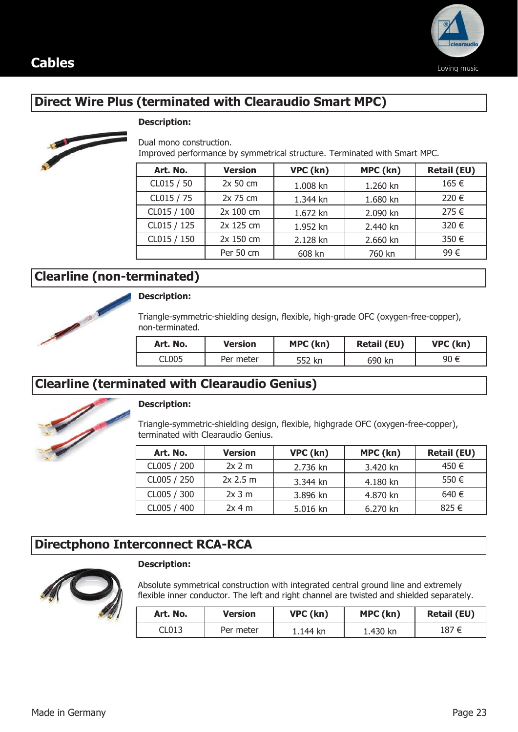# Cables

## Direct Wire Plus (terminated with Clearaudio Smart MPC)

**Description:**

Dual mono construction.
Improved performance by symmetrical structure. Terminated with Smart MPC.

| Art. No. | Version | VPC (kn) | MPC (kn) | Retail (EU) |
|---|---|---|---|---|
| CL015 / 50 | 2x 50 cm | 1.008 kn | 1.260 kn | 165 € |
| CL015 / 75 | 2x 75 cm | 1.344 kn | 1.680 kn | 220 € |
| CL015 / 100 | 2x 100 cm | 1.672 kn | 2.090 kn | 275 € |
| CL015 / 125 | 2x 125 cm | 1.952 kn | 2.440 kn | 320 € |
| CL015 / 150 | 2x 150 cm | 2.128 kn | 2.660 kn | 350 € |
| | Per 50 cm | 608 kn | 760 kn | 99 € |

## Clearline (non-terminated)

**Description:**

Triangle-symmetric-shielding design, flexible, high-grade OFC (oxygen-free-copper), non-terminated.

| Art. No. | Version | MPC (kn) | Retail (EU) | VPC (kn) |
|---|---|---|---|---|
| CL005 | Per meter | 552 kn | 690 kn | 90 € |

## Clearline (terminated with Clearaudio Genius)

**Description:**

Triangle-symmetric-shielding design, flexible, highgrade OFC (oxygen-free-copper), terminated with Clearaudio Genius.

| Art. No. | Version | VPC (kn) | MPC (kn) | Retail (EU) |
|---|---|---|---|---|
| CL005 / 200 | 2x 2 m | 2.736 kn | 3.420 kn | 450 € |
| CL005 / 250 | 2x 2.5 m | 3.344 kn | 4.180 kn | 550 € |
| CL005 / 300 | 2x 3 m | 3.896 kn | 4.870 kn | 640 € |
| CL005 / 400 | 2x 4 m | 5.016 kn | 6.270 kn | 825 € |

## Directphono Interconnect RCA-RCA

**Description:**

Absolute symmetrical construction with integrated central ground line and extremely flexible inner conductor. The left and right channel are twisted and shielded separately.

| Art. No. | Version | VPC (kn) | MPC (kn) | Retail (EU) |
|---|---|---|---|---|
| CL013 | Per meter | 1.144 kn | 1.430 kn | 187 € |

Made in Germany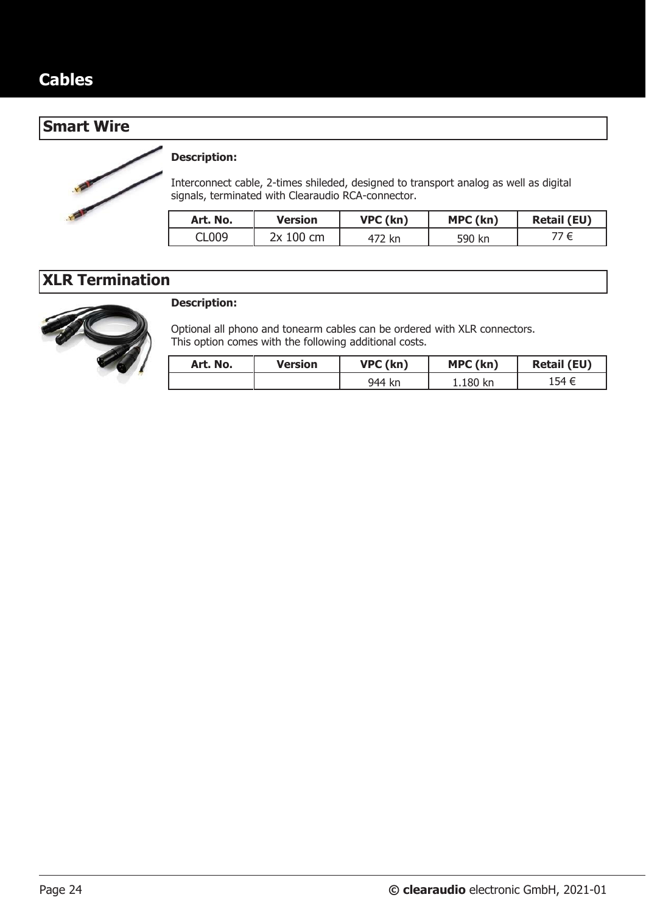# Cables

## Smart Wire

**Description:**

Interconnect cable, 2-times shileded, designed to transport analog as well as digital signals, terminated with Clearaudio RCA-connector.

| Art. No. | Version | VPC (kn) | MPC (kn) | Retail (EU) |
|---|---|---|---|---|
| CL009 | 2x 100 cm | 472 kn | 590 kn | 77 € |

## XLR Termination

**Description:**

Optional all phono and tonearm cables can be ordered with XLR connectors.
This option comes with the following additional costs.

| Art. No. | Version | VPC (kn) | MPC (kn) | Retail (EU) |
|---|---|---|---|---|
| | | 944 kn | 1.180 kn | 154 € |